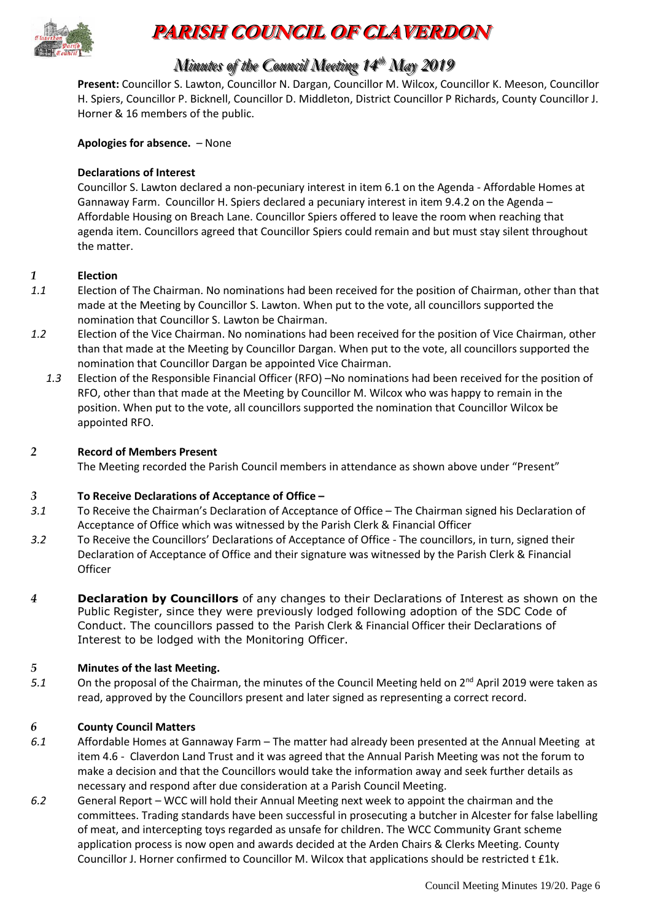# PARISH COUNCIL OF CLAVERDON

## Minutes of the Council Meeting 14th May 2019

**Present:** Councillor S. Lawton, Councillor N. Dargan, Councillor M. Wilcox, Councillor K. Meeson, Councillor H. Spiers, Councillor P. Bicknell, Councillor D. Middleton, District Councillor P Richards, County Councillor J. Horner & 16 members of the public.

**Apologies for absence.** – None

**Declarations of Interest**

Councillor S. Lawton declared a non-pecuniary interest in item 6.1 on the Agenda - Affordable Homes at Gannaway Farm. Councillor H. Spiers declared a pecuniary interest in item 9.4.2 on the Agenda – Affordable Housing on Breach Lane. Councillor Spiers offered to leave the room when reaching that agenda item. Councillors agreed that Councillor Spiers could remain and but must stay silent throughout the matter.

*1* **Election**

*1.1* Election of The Chairman. No nominations had been received for the position of Chairman, other than that made at the Meeting by Councillor S. Lawton. When put to the vote, all councillors supported the nomination that Councillor S. Lawton be Chairman.

*1.2* Election of the Vice Chairman. No nominations had been received for the position of Vice Chairman, other than that made at the Meeting by Councillor Dargan. When put to the vote, all councillors supported the nomination that Councillor Dargan be appointed Vice Chairman.

*1.3* Election of the Responsible Financial Officer (RFO) –No nominations had been received for the position of RFO, other than that made at the Meeting by Councillor M. Wilcox who was happy to remain in the position. When put to the vote, all councillors supported the nomination that Councillor Wilcox be appointed RFO.

*2* **Record of Members Present**

The Meeting recorded the Parish Council members in attendance as shown above under "Present"

*3* **To Receive Declarations of Acceptance of Office –**

*3.1* To Receive the Chairman's Declaration of Acceptance of Office – The Chairman signed his Declaration of Acceptance of Office which was witnessed by the Parish Clerk & Financial Officer

*3.2* To Receive the Councillors' Declarations of Acceptance of Office - The councillors, in turn, signed their Declaration of Acceptance of Office and their signature was witnessed by the Parish Clerk & Financial Officer

*4* **Declaration by Councillors** of any changes to their Declarations of Interest as shown on the Public Register, since they were previously lodged following adoption of the SDC Code of Conduct. The councillors passed to the Parish Clerk & Financial Officer their Declarations of Interest to be lodged with the Monitoring Officer.

*5* **Minutes of the last Meeting.**

*5.1* On the proposal of the Chairman, the minutes of the Council Meeting held on 2nd April 2019 were taken as read, approved by the Councillors present and later signed as representing a correct record.

*6* **County Council Matters**

*6.1* Affordable Homes at Gannaway Farm – The matter had already been presented at the Annual Meeting at item 4.6 - Claverdon Land Trust and it was agreed that the Annual Parish Meeting was not the forum to make a decision and that the Councillors would take the information away and seek further details as necessary and respond after due consideration at a Parish Council Meeting.

*6.2* General Report – WCC will hold their Annual Meeting next week to appoint the chairman and the committees. Trading standards have been successful in prosecuting a butcher in Alcester for false labelling of meat, and intercepting toys regarded as unsafe for children. The WCC Community Grant scheme application process is now open and awards decided at the Arden Chairs & Clerks Meeting. County Councillor J. Horner confirmed to Councillor M. Wilcox that applications should be restricted t £1k.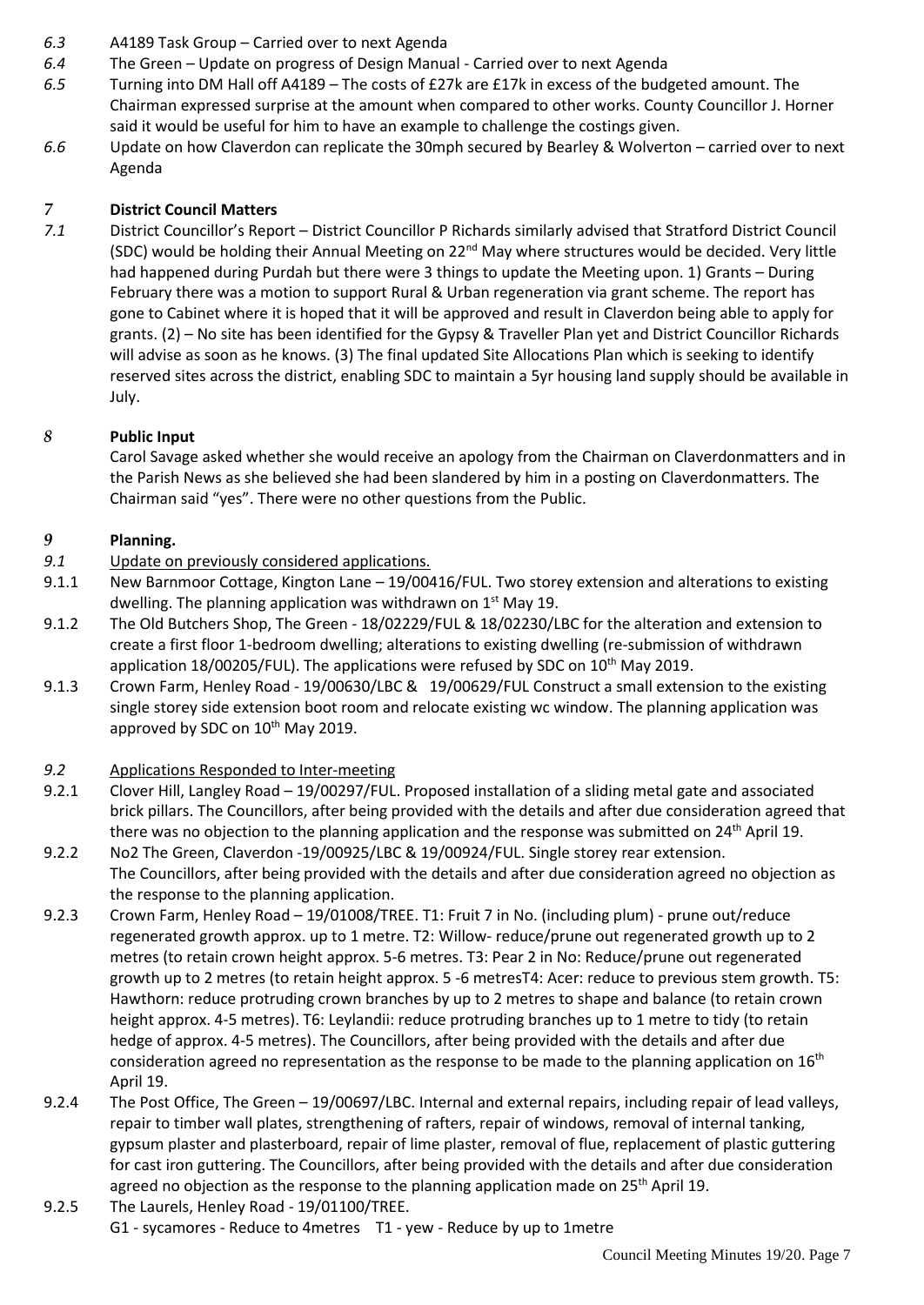*6.3* A4189 Task Group – Carried over to next Agenda

*6.4* The Green – Update on progress of Design Manual - Carried over to next Agenda

*6.5* Turning into DM Hall off A4189 – The costs of £27k are £17k in excess of the budgeted amount. The Chairman expressed surprise at the amount when compared to other works. County Councillor J. Horner said it would be useful for him to have an example to challenge the costings given.

*6.6* Update on how Claverdon can replicate the 30mph secured by Bearley & Wolverton – carried over to next Agenda

## *7* District Council Matters

*7.1* District Councillor's Report – District Councillor P Richards similarly advised that Stratford District Council (SDC) would be holding their Annual Meeting on 22nd May where structures would be decided. Very little had happened during Purdah but there were 3 things to update the Meeting upon. 1) Grants – During February there was a motion to support Rural & Urban regeneration via grant scheme. The report has gone to Cabinet where it is hoped that it will be approved and result in Claverdon being able to apply for grants. (2) – No site has been identified for the Gypsy & Traveller Plan yet and District Councillor Richards will advise as soon as he knows. (3) The final updated Site Allocations Plan which is seeking to identify reserved sites across the district, enabling SDC to maintain a 5yr housing land supply should be available in July.

## *8* Public Input

Carol Savage asked whether she would receive an apology from the Chairman on Claverdonmatters and in the Parish News as she believed she had been slandered by him in a posting on Claverdonmatters. The Chairman said "yes". There were no other questions from the Public.

## *9* Planning.

*9.1* Update on previously considered applications.

9.1.1 New Barnmoor Cottage, Kington Lane – 19/00416/FUL. Two storey extension and alterations to existing dwelling. The planning application was withdrawn on 1st May 19.

9.1.2 The Old Butchers Shop, The Green - 18/02229/FUL & 18/02230/LBC for the alteration and extension to create a first floor 1-bedroom dwelling; alterations to existing dwelling (re-submission of withdrawn application 18/00205/FUL). The applications were refused by SDC on 10th May 2019.

9.1.3 Crown Farm, Henley Road - 19/00630/LBC & 19/00629/FUL Construct a small extension to the existing single storey side extension boot room and relocate existing wc window. The planning application was approved by SDC on 10th May 2019.

*9.2* Applications Responded to Inter-meeting

9.2.1 Clover Hill, Langley Road – 19/00297/FUL. Proposed installation of a sliding metal gate and associated brick pillars. The Councillors, after being provided with the details and after due consideration agreed that there was no objection to the planning application and the response was submitted on 24th April 19.

9.2.2 No2 The Green, Claverdon -19/00925/LBC & 19/00924/FUL. Single storey rear extension.
The Councillors, after being provided with the details and after due consideration agreed no objection as the response to the planning application.

9.2.3 Crown Farm, Henley Road – 19/01008/TREE. T1: Fruit 7 in No. (including plum) - prune out/reduce regenerated growth approx. up to 1 metre. T2: Willow- reduce/prune out regenerated growth up to 2 metres (to retain crown height approx. 5-6 metres. T3: Pear 2 in No: Reduce/prune out regenerated growth up to 2 metres (to retain height approx. 5 -6 metresT4: Acer: reduce to previous stem growth. T5: Hawthorn: reduce protruding crown branches by up to 2 metres to shape and balance (to retain crown height approx. 4-5 metres). T6: Leylandii: reduce protruding branches up to 1 metre to tidy (to retain hedge of approx. 4-5 metres). The Councillors, after being provided with the details and after due consideration agreed no representation as the response to be made to the planning application on 16th April 19.

9.2.4 The Post Office, The Green – 19/00697/LBC. Internal and external repairs, including repair of lead valleys, repair to timber wall plates, strengthening of rafters, repair of windows, removal of internal tanking, gypsum plaster and plasterboard, repair of lime plaster, removal of flue, replacement of plastic guttering for cast iron guttering. The Councillors, after being provided with the details and after due consideration agreed no objection as the response to the planning application made on 25th April 19.

9.2.5 The Laurels, Henley Road - 19/01100/TREE.
G1 - sycamores - Reduce to 4metres T1 - yew - Reduce by up to 1metre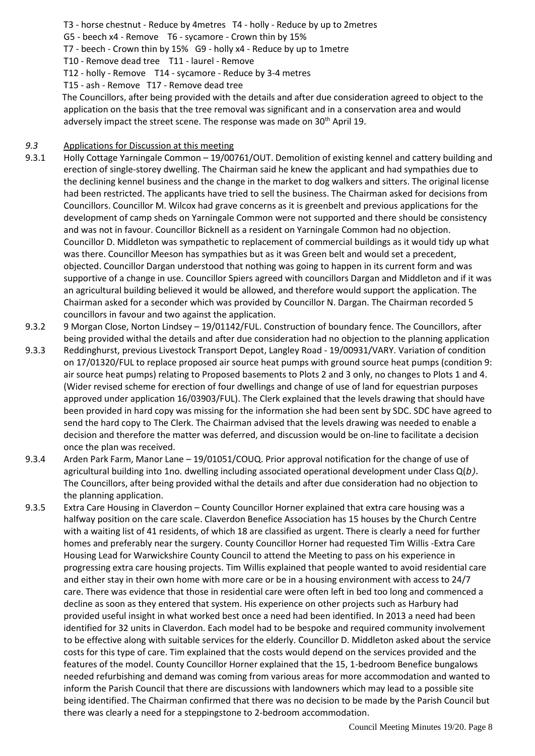T3 - horse chestnut - Reduce by 4metres   T4 - holly - Reduce by up to 2metres
G5 - beech x4 - Remove   T6 - sycamore - Crown thin by 15%
T7 - beech - Crown thin by 15%   G9 - holly x4 - Reduce by up to 1metre
T10 - Remove dead tree   T11 - laurel - Remove
T12 - holly - Remove   T14 - sycamore - Reduce by 3-4 metres
T15 - ash - Remove   T17 - Remove dead tree

The Councillors, after being provided with the details and after due consideration agreed to object to the application on the basis that the tree removal was significant and in a conservation area and would adversely impact the street scene. The response was made on 30th April 19.

*9.3* Applications for Discussion at this meeting

9.3.1 Holly Cottage Yarningale Common – 19/00761/OUT. Demolition of existing kennel and cattery building and erection of single-storey dwelling. The Chairman said he knew the applicant and had sympathies due to the declining kennel business and the change in the market to dog walkers and sitters. The original license had been restricted. The applicants have tried to sell the business. The Chairman asked for decisions from Councillors. Councillor M. Wilcox had grave concerns as it is greenbelt and previous applications for the development of camp sheds on Yarningale Common were not supported and there should be consistency and was not in favour. Councillor Bicknell as a resident on Yarningale Common had no objection. Councillor D. Middleton was sympathetic to replacement of commercial buildings as it would tidy up what was there. Councillor Meeson has sympathies but as it was Green belt and would set a precedent, objected. Councillor Dargan understood that nothing was going to happen in its current form and was supportive of a change in use. Councillor Spiers agreed with councillors Dargan and Middleton and if it was an agricultural building believed it would be allowed, and therefore would support the application. The Chairman asked for a seconder which was provided by Councillor N. Dargan. The Chairman recorded 5 councillors in favour and two against the application.

9.3.2 9 Morgan Close, Norton Lindsey – 19/01142/FUL. Construction of boundary fence. The Councillors, after being provided withal the details and after due consideration had no objection to the planning application

9.3.3 Reddinghurst, previous Livestock Transport Depot, Langley Road - 19/00931/VARY. Variation of condition on 17/01320/FUL to replace proposed air source heat pumps with ground source heat pumps (condition 9: air source heat pumps) relating to Proposed basements to Plots 2 and 3 only, no changes to Plots 1 and 4. (Wider revised scheme for erection of four dwellings and change of use of land for equestrian purposes approved under application 16/03903/FUL). The Clerk explained that the levels drawing that should have been provided in hard copy was missing for the information she had been sent by SDC. SDC have agreed to send the hard copy to The Clerk. The Chairman advised that the levels drawing was needed to enable a decision and therefore the matter was deferred, and discussion would be on-line to facilitate a decision once the plan was received.

9.3.4 Arden Park Farm, Manor Lane – 19/01051/COUQ. Prior approval notification for the change of use of agricultural building into 1no. dwelling including associated operational development under Class Q(*b)*. The Councillors, after being provided withal the details and after due consideration had no objection to the planning application.

9.3.5 Extra Care Housing in Claverdon – County Councillor Horner explained that extra care housing was a halfway position on the care scale. Claverdon Benefice Association has 15 houses by the Church Centre with a waiting list of 41 residents, of which 18 are classified as urgent. There is clearly a need for further homes and preferably near the surgery. County Councillor Horner had requested Tim Willis -Extra Care Housing Lead for Warwickshire County Council to attend the Meeting to pass on his experience in progressing extra care housing projects. Tim Willis explained that people wanted to avoid residential care and either stay in their own home with more care or be in a housing environment with access to 24/7 care. There was evidence that those in residential care were often left in bed too long and commenced a decline as soon as they entered that system. His experience on other projects such as Harbury had provided useful insight in what worked best once a need had been identified. In 2013 a need had been identified for 32 units in Claverdon. Each model had to be bespoke and required community involvement to be effective along with suitable services for the elderly. Councillor D. Middleton asked about the service costs for this type of care. Tim explained that the costs would depend on the services provided and the features of the model. County Councillor Horner explained that the 15, 1-bedroom Benefice bungalows needed refurbishing and demand was coming from various areas for more accommodation and wanted to inform the Parish Council that there are discussions with landowners which may lead to a possible site being identified. The Chairman confirmed that there was no decision to be made by the Parish Council but there was clearly a need for a steppingstone to 2-bedroom accommodation.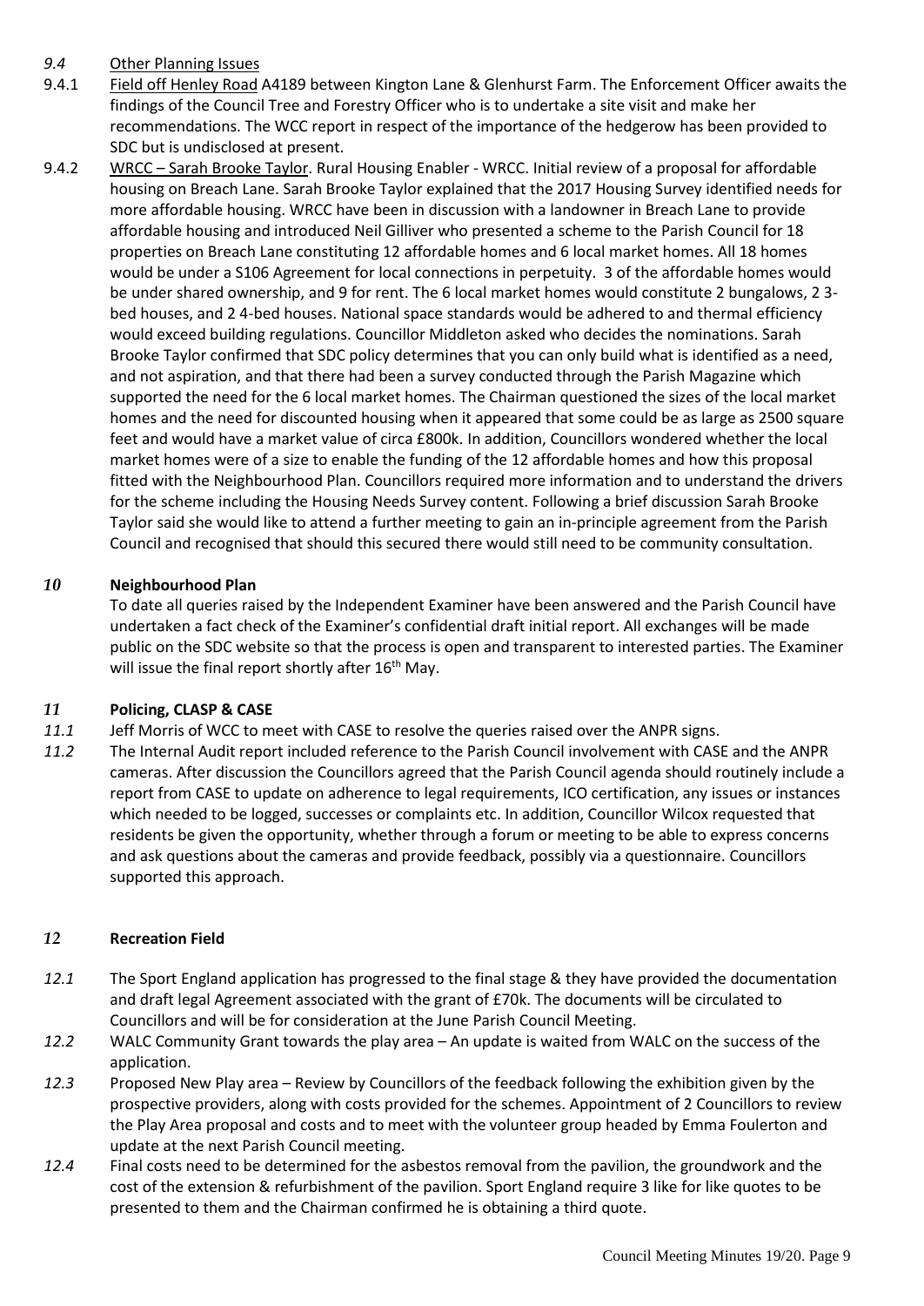*9.4* Other Planning Issues

9.4.1 Field off Henley Road A4189 between Kington Lane & Glenhurst Farm. The Enforcement Officer awaits the findings of the Council Tree and Forestry Officer who is to undertake a site visit and make her recommendations. The WCC report in respect of the importance of the hedgerow has been provided to SDC but is undisclosed at present.

9.4.2 WRCC – Sarah Brooke Taylor. Rural Housing Enabler - WRCC. Initial review of a proposal for affordable housing on Breach Lane. Sarah Brooke Taylor explained that the 2017 Housing Survey identified needs for more affordable housing. WRCC have been in discussion with a landowner in Breach Lane to provide affordable housing and introduced Neil Gilliver who presented a scheme to the Parish Council for 18 properties on Breach Lane constituting 12 affordable homes and 6 local market homes. All 18 homes would be under a S106 Agreement for local connections in perpetuity. 3 of the affordable homes would be under shared ownership, and 9 for rent. The 6 local market homes would constitute 2 bungalows, 2 3-bed houses, and 2 4-bed houses. National space standards would be adhered to and thermal efficiency would exceed building regulations. Councillor Middleton asked who decides the nominations. Sarah Brooke Taylor confirmed that SDC policy determines that you can only build what is identified as a need, and not aspiration, and that there had been a survey conducted through the Parish Magazine which supported the need for the 6 local market homes. The Chairman questioned the sizes of the local market homes and the need for discounted housing when it appeared that some could be as large as 2500 square feet and would have a market value of circa £800k. In addition, Councillors wondered whether the local market homes were of a size to enable the funding of the 12 affordable homes and how this proposal fitted with the Neighbourhood Plan. Councillors required more information and to understand the drivers for the scheme including the Housing Needs Survey content. Following a brief discussion Sarah Brooke Taylor said she would like to attend a further meeting to gain an in-principle agreement from the Parish Council and recognised that should this secured there would still need to be community consultation.

## *10* Neighbourhood Plan

To date all queries raised by the Independent Examiner have been answered and the Parish Council have undertaken a fact check of the Examiner's confidential draft initial report. All exchanges will be made public on the SDC website so that the process is open and transparent to interested parties. The Examiner will issue the final report shortly after 16th May.

## *11* Policing, CLASP & CASE

*11.1* Jeff Morris of WCC to meet with CASE to resolve the queries raised over the ANPR signs.

*11.2* The Internal Audit report included reference to the Parish Council involvement with CASE and the ANPR cameras. After discussion the Councillors agreed that the Parish Council agenda should routinely include a report from CASE to update on adherence to legal requirements, ICO certification, any issues or instances which needed to be logged, successes or complaints etc. In addition, Councillor Wilcox requested that residents be given the opportunity, whether through a forum or meeting to be able to express concerns and ask questions about the cameras and provide feedback, possibly via a questionnaire. Councillors supported this approach.

## *12* Recreation Field

*12.1* The Sport England application has progressed to the final stage & they have provided the documentation and draft legal Agreement associated with the grant of £70k. The documents will be circulated to Councillors and will be for consideration at the June Parish Council Meeting.

*12.2* WALC Community Grant towards the play area – An update is waited from WALC on the success of the application.

*12.3* Proposed New Play area – Review by Councillors of the feedback following the exhibition given by the prospective providers, along with costs provided for the schemes. Appointment of 2 Councillors to review the Play Area proposal and costs and to meet with the volunteer group headed by Emma Foulerton and update at the next Parish Council meeting.

*12.4* Final costs need to be determined for the asbestos removal from the pavilion, the groundwork and the cost of the extension & refurbishment of the pavilion. Sport England require 3 like for like quotes to be presented to them and the Chairman confirmed he is obtaining a third quote.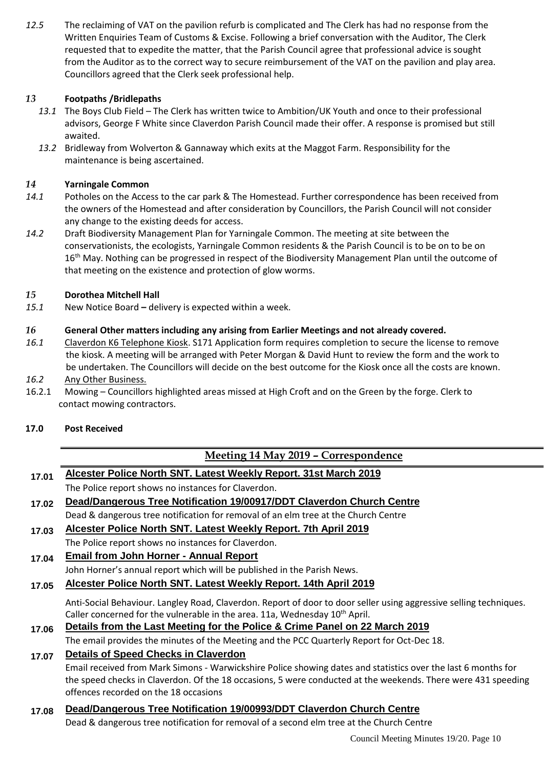*12.5* The reclaiming of VAT on the pavilion refurb is complicated and The Clerk has had no response from the Written Enquiries Team of Customs & Excise. Following a brief conversation with the Auditor, The Clerk requested that to expedite the matter, that the Parish Council agree that professional advice is sought from the Auditor as to the correct way to secure reimbursement of the VAT on the pavilion and play area. Councillors agreed that the Clerk seek professional help.

### *13* **Footpaths /Bridlepaths**

*13.1* The Boys Club Field – The Clerk has written twice to Ambition/UK Youth and once to their professional advisors, George F White since Claverdon Parish Council made their offer. A response is promised but still awaited.

*13.2* Bridleway from Wolverton & Gannaway which exits at the Maggot Farm. Responsibility for the maintenance is being ascertained.

### *14* **Yarningale Common**

*14.1* Potholes on the Access to the car park & The Homestead. Further correspondence has been received from the owners of the Homestead and after consideration by Councillors, the Parish Council will not consider any change to the existing deeds for access.

*14.2* Draft Biodiversity Management Plan for Yarningale Common. The meeting at site between the conservationists, the ecologists, Yarningale Common residents & the Parish Council is to be on to be on 16th May. Nothing can be progressed in respect of the Biodiversity Management Plan until the outcome of that meeting on the existence and protection of glow worms.

### *15* **Dorothea Mitchell Hall**

*15.1* New Notice Board **–** delivery is expected within a week.

### *16* **General Other matters including any arising from Earlier Meetings and not already covered.**

*16.1* Claverdon K6 Telephone Kiosk. S171 Application form requires completion to secure the license to remove the kiosk. A meeting will be arranged with Peter Morgan & David Hunt to review the form and the work to be undertaken. The Councillors will decide on the best outcome for the Kiosk once all the costs are known.

*16.2* Any Other Business.

16.2.1 Mowing – Councillors highlighted areas missed at High Croft and on the Green by the forge. Clerk to contact mowing contractors.

### **17.0 Post Received**

## Meeting 14 May 2019 – Correspondence

**17.01 Alcester Police North SNT. Latest Weekly Report. 31st March 2019**

The Police report shows no instances for Claverdon.

**17.02 Dead/Dangerous Tree Notification 19/00917/DDT Claverdon Church Centre**

Dead & dangerous tree notification for removal of an elm tree at the Church Centre

**17.03 Alcester Police North SNT. Latest Weekly Report. 7th April 2019**

The Police report shows no instances for Claverdon.

**17.04 Email from John Horner - Annual Report**

John Horner's annual report which will be published in the Parish News.

**17.05 Alcester Police North SNT. Latest Weekly Report. 14th April 2019**

Anti-Social Behaviour. Langley Road, Claverdon. Report of door to door seller using aggressive selling techniques. Caller concerned for the vulnerable in the area. 11a, Wednesday 10th April.

**17.06 Details from the Last Meeting for the Police & Crime Panel on 22 March 2019**

The email provides the minutes of the Meeting and the PCC Quarterly Report for Oct-Dec 18.

**17.07 Details of Speed Checks in Claverdon**

Email received from Mark Simons - Warwickshire Police showing dates and statistics over the last 6 months for the speed checks in Claverdon. Of the 18 occasions, 5 were conducted at the weekends. There were 431 speeding offences recorded on the 18 occasions

**17.08 Dead/Dangerous Tree Notification 19/00993/DDT Claverdon Church Centre**

Dead & dangerous tree notification for removal of a second elm tree at the Church Centre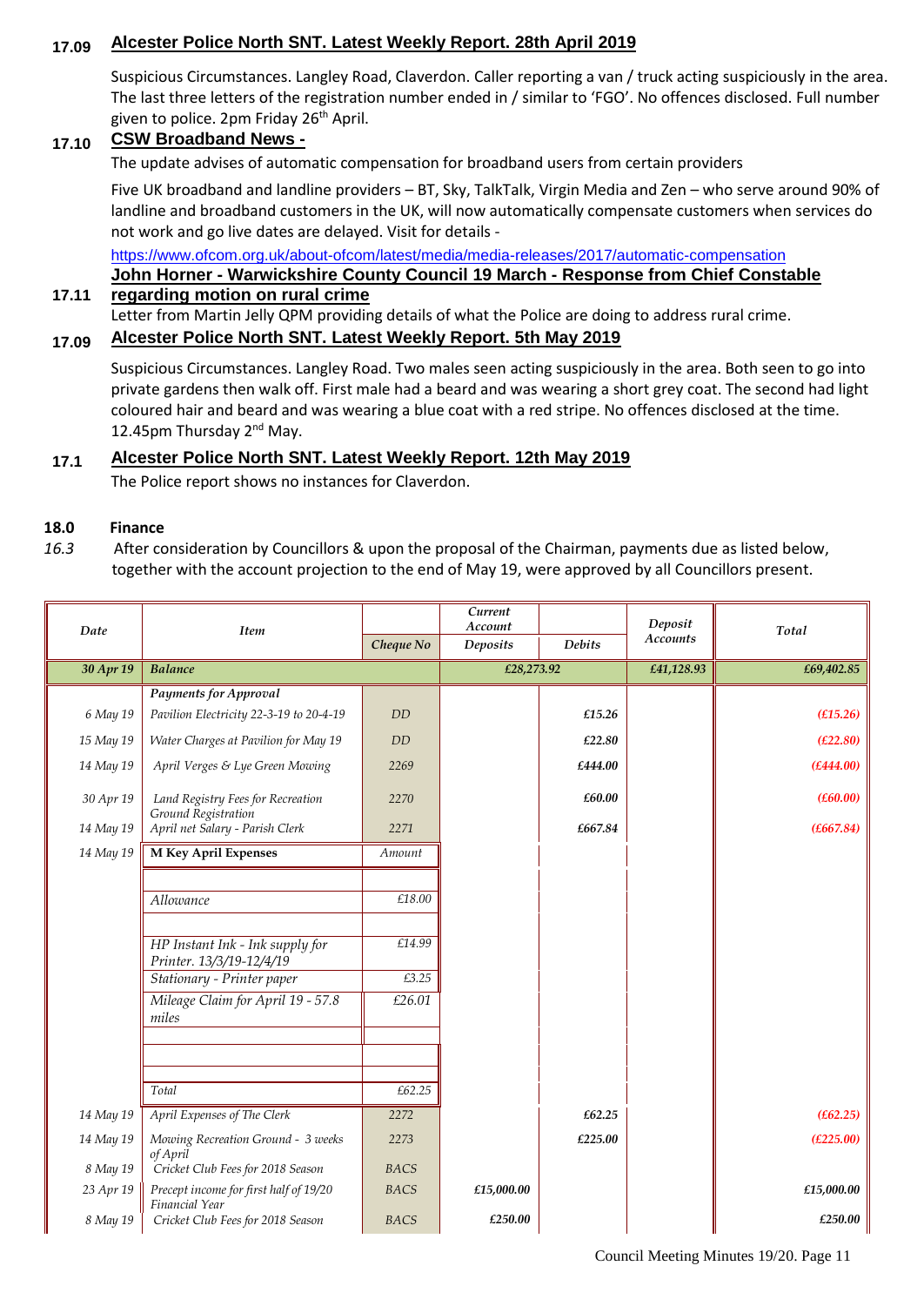**17.09 Alcester Police North SNT. Latest Weekly Report. 28th April 2019**

Suspicious Circumstances. Langley Road, Claverdon. Caller reporting a van / truck acting suspiciously in the area. The last three letters of the registration number ended in / similar to 'FGO'. No offences disclosed. Full number given to police. 2pm Friday 26th April.

**17.10 CSW Broadband News -**

The update advises of automatic compensation for broadband users from certain providers

Five UK broadband and landline providers – BT, Sky, TalkTalk, Virgin Media and Zen – who serve around 90% of landline and broadband customers in the UK, will now automatically compensate customers when services do not work and go live dates are delayed. Visit for details -

https://www.ofcom.org.uk/about-ofcom/latest/media/media-releases/2017/automatic-compensation

**17.11 John Horner - Warwickshire County Council 19 March - Response from Chief Constable regarding motion on rural crime**

Letter from Martin Jelly QPM providing details of what the Police are doing to address rural crime.

**17.09 Alcester Police North SNT. Latest Weekly Report. 5th May 2019**

Suspicious Circumstances. Langley Road. Two males seen acting suspiciously in the area. Both seen to go into private gardens then walk off. First male had a beard and was wearing a short grey coat. The second had light coloured hair and beard and was wearing a blue coat with a red stripe. No offences disclosed at the time. 12.45pm Thursday 2nd May.

**17.1 Alcester Police North SNT. Latest Weekly Report. 12th May 2019**

The Police report shows no instances for Claverdon.

**18.0 Finance**

*16.3* After consideration by Councillors & upon the proposal of the Chairman, payments due as listed below, together with the account projection to the end of May 19, were approved by all Councillors present.

| Date | Item | Cheque No | Current Account Deposits | Debits | Deposit Accounts | Total |
|---|---|---|---|---|---|---|
| 30 Apr 19 | Balance | | £28,273.92 | | £41,128.93 | £69,402.85 |
| | Payments for Approval | | | | | |
| 6 May 19 | Pavilion Electricity 22-3-19 to 20-4-19 | DD | | £15.26 | | (£15.26) |
| 15 May 19 | Water Charges at Pavilion for May 19 | DD | | £22.80 | | (£22.80) |
| 14 May 19 | April Verges & Lye Green Mowing | 2269 | | £444.00 | | (£444.00) |
| 30 Apr 19 | Land Registry Fees for Recreation Ground Registration | 2270 | | £60.00 | | (£60.00) |
| 14 May 19 | April net Salary - Parish Clerk | 2271 | | £667.84 | | (£667.84) |
| 14 May 19 | M Key April Expenses | Amount | | | | |
| | Allowance | £18.00 | | | | |
| | HP Instant Ink - Ink supply for Printer. 13/3/19-12/4/19 | £14.99 | | | | |
| | Stationary - Printer paper | £3.25 | | | | |
| | Mileage Claim for April 19 - 57.8 miles | £26.01 | | | | |
| | Total | £62.25 | | | | |
| 14 May 19 | April Expenses of The Clerk | 2272 | | £62.25 | | (£62.25) |
| 14 May 19 | Mowing Recreation Ground - 3 weeks of April | 2273 | | £225.00 | | (£225.00) |
| 8 May 19 | Cricket Club Fees for 2018 Season | BACS | | | | |
| 23 Apr 19 | Precept income for first half of 19/20 Financial Year | BACS | £15,000.00 | | | £15,000.00 |
| 8 May 19 | Cricket Club Fees for 2018 Season | BACS | £250.00 | | | £250.00 |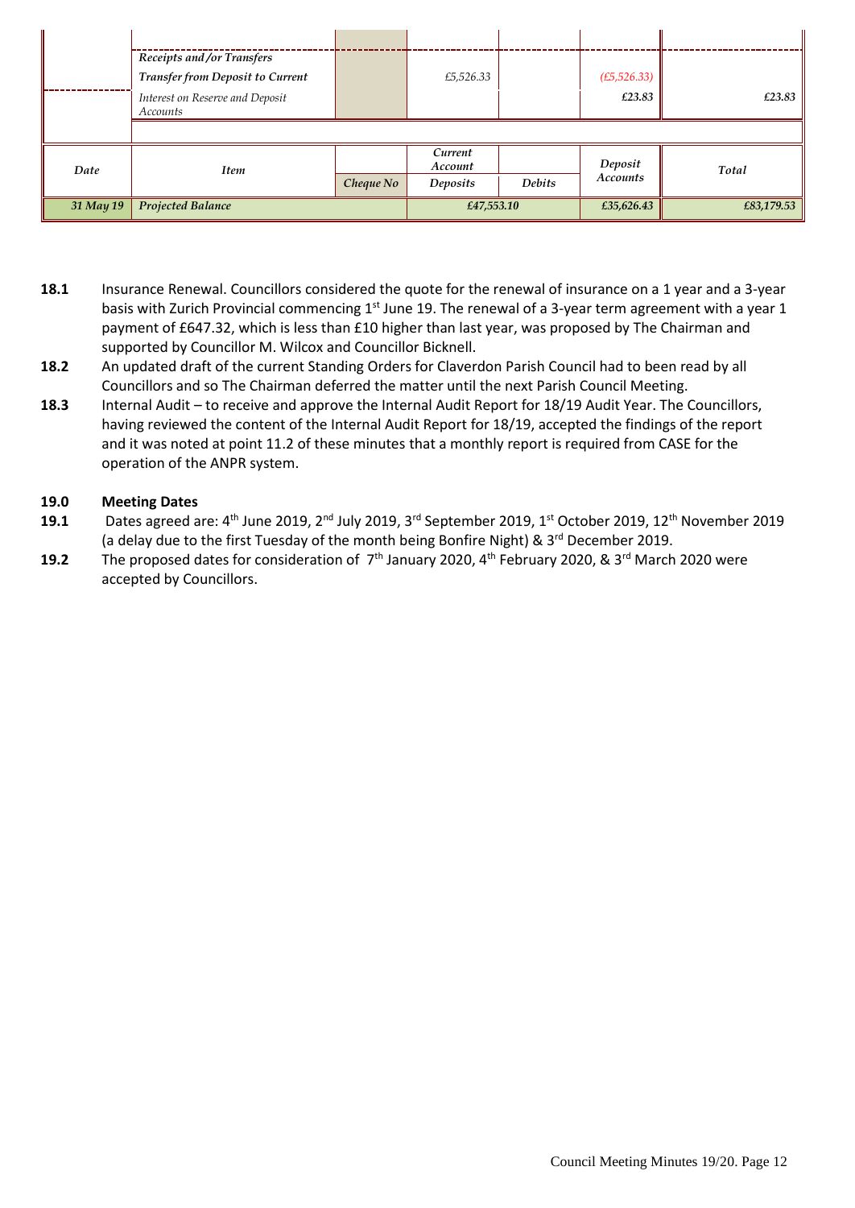| Date | Item | Cheque No | Current Account Deposits | Debits | Deposit Accounts | Total |
|---|---|---|---|---|---|---|
| | *Receipts and /or Transfers* | | | | | |
| | *Transfer from Deposit to Current* | | £5,526.33 | | (£5,526.33) | |
| | *Interest on Reserve and Deposit Accounts* | | | | £23.83 | £23.83 |
| *31 May 19* | ***Projected Balance*** | | *£47,553.10* | | *£35,626.43* | *£83,179.53* |

**18.1** Insurance Renewal. Councillors considered the quote for the renewal of insurance on a 1 year and a 3-year basis with Zurich Provincial commencing 1st June 19. The renewal of a 3-year term agreement with a year 1 payment of £647.32, which is less than £10 higher than last year, was proposed by The Chairman and supported by Councillor M. Wilcox and Councillor Bicknell.

**18.2** An updated draft of the current Standing Orders for Claverdon Parish Council had to been read by all Councillors and so The Chairman deferred the matter until the next Parish Council Meeting.

**18.3** Internal Audit – to receive and approve the Internal Audit Report for 18/19 Audit Year. The Councillors, having reviewed the content of the Internal Audit Report for 18/19, accepted the findings of the report and it was noted at point 11.2 of these minutes that a monthly report is required from CASE for the operation of the ANPR system.

## 19.0 Meeting Dates

**19.1** Dates agreed are: 4th June 2019, 2nd July 2019, 3rd September 2019, 1st October 2019, 12th November 2019 (a delay due to the first Tuesday of the month being Bonfire Night) & 3rd December 2019.

**19.2** The proposed dates for consideration of 7th January 2020, 4th February 2020, & 3rd March 2020 were accepted by Councillors.